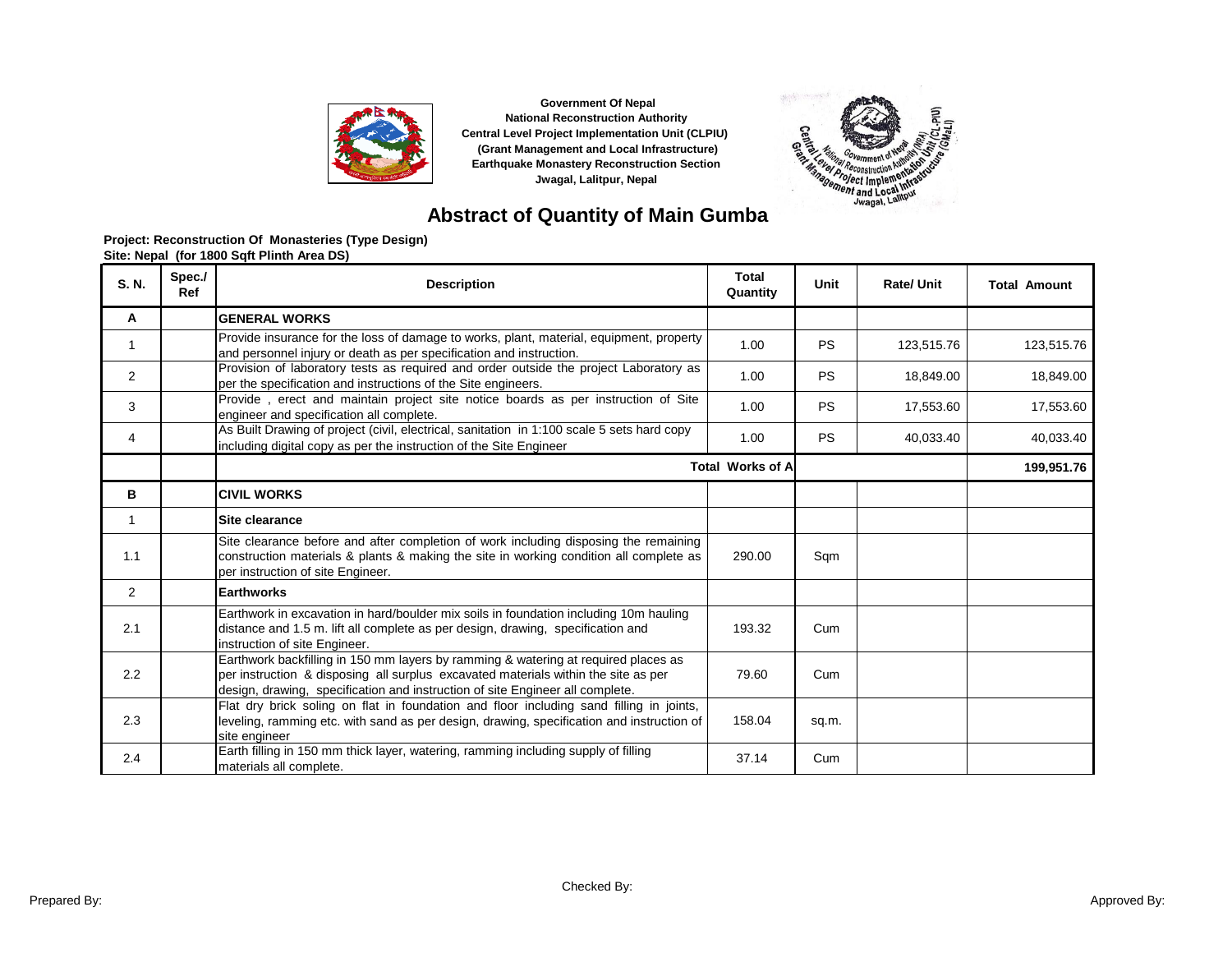**Government Of Nepal**
**National Reconstruction Authority**
**Central Level Project Implementation Unit (CLPIU)**
**(Grant Management and Local Infrastructure)**
**Earthquake Monastery Reconstruction Section**
**Jwagal, Lalitpur, Nepal**

# Abstract of Quantity of Main Gumba

**Project: Reconstruction Of Monasteries (Type Design)**
**Site: Nepal (for 1800 Sqft Plinth Area DS)**

| S. N. | Spec./ Ref | Description | Total Quantity | Unit | Rate/ Unit | Total Amount |
|---|---|---|---|---|---|---|
| **A** | | **GENERAL WORKS** | | | | |
| 1 | | Provide insurance for the loss of damage to works, plant, material, equipment, property and personnel injury or death as per specification and instruction. | 1.00 | PS | 123,515.76 | 123,515.76 |
| 2 | | Provision of laboratory tests as required and order outside the project Laboratory as per the specification and instructions of the Site engineers. | 1.00 | PS | 18,849.00 | 18,849.00 |
| 3 | | Provide , erect and maintain project site notice boards as per instruction of Site engineer and specification all complete. | 1.00 | PS | 17,553.60 | 17,553.60 |
| 4 | | As Built Drawing of project (civil, electrical, sanitation in 1:100 scale 5 sets hard copy including digital copy as per the instruction of the Site Engineer | 1.00 | PS | 40,033.40 | 40,033.40 |
| | | **Total Works of A** | | | | **199,951.76** |
| **B** | | **CIVIL WORKS** | | | | |
| 1 | | **Site clearance** | | | | |
| 1.1 | | Site clearance before and after completion of work including disposing the remaining construction materials & plants & making the site in working condition all complete as per instruction of site Engineer. | 290.00 | Sqm | | |
| 2 | | **Earthworks** | | | | |
| 2.1 | | Earthwork in excavation in hard/boulder mix soils in foundation including 10m hauling distance and 1.5 m. lift all complete as per design, drawing, specification and instruction of site Engineer. | 193.32 | Cum | | |
| 2.2 | | Earthwork backfilling in 150 mm layers by ramming & watering at required places as per instruction & disposing all surplus excavated materials within the site as per design, drawing, specification and instruction of site Engineer all complete. | 79.60 | Cum | | |
| 2.3 | | Flat dry brick soling on flat in foundation and floor including sand filling in joints, leveling, ramming etc. with sand as per design, drawing, specification and instruction of site engineer | 158.04 | sq.m. | | |
| 2.4 | | Earth filling in 150 mm thick layer, watering, ramming including supply of filling materials all complete. | 37.14 | Cum | | |

Prepared By: Checked By: Approved By: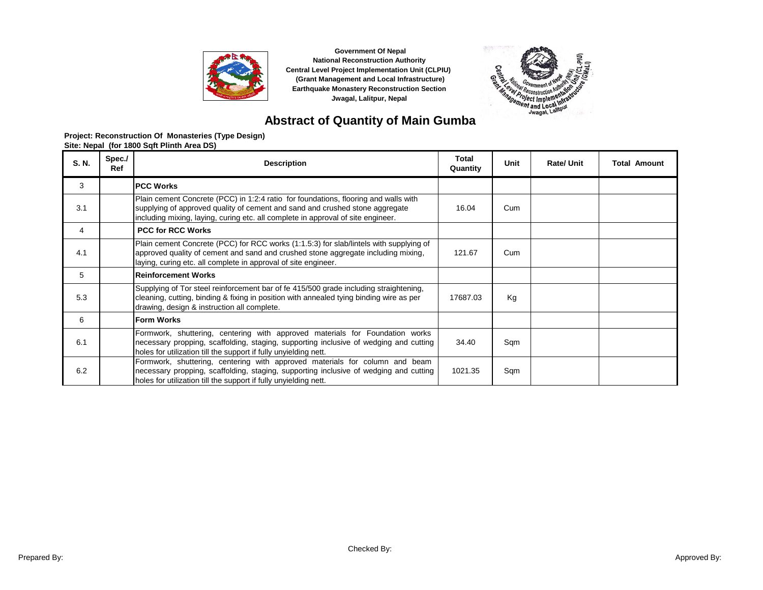Government Of Nepal
National Reconstruction Authority
Central Level Project Implementation Unit (CLPIU)
(Grant Management and Local Infrastructure)
Earthquake Monastery Reconstruction Section
Jwagal, Lalitpur, Nepal

# Abstract of Quantity of Main Gumba

**Project: Reconstruction Of Monasteries (Type Design)**
**Site: Nepal (for 1800 Sqft Plinth Area DS)**

| S. N. | Spec./ Ref | Description | Total Quantity | Unit | Rate/ Unit | Total Amount |
|---|---|---|---|---|---|---|
| 3 | | **PCC Works** | | | | |
| 3.1 | | Plain cement Concrete (PCC) in 1:2:4 ratio for foundations, flooring and walls with supplying of approved quality of cement and sand and crushed stone aggregate including mixing, laying, curing etc. all complete in approval of site engineer. | 16.04 | Cum | | |
| 4 | | **PCC for RCC Works** | | | | |
| 4.1 | | Plain cement Concrete (PCC) for RCC works (1:1.5:3) for slab/lintels with supplying of approved quality of cement and sand and crushed stone aggregate including mixing, laying, curing etc. all complete in approval of site engineer. | 121.67 | Cum | | |
| 5 | | **Reinforcement Works** | | | | |
| 5.3 | | Supplying of Tor steel reinforcement bar of fe 415/500 grade including straightening, cleaning, cutting, binding & fixing in position with annealed tying binding wire as per drawing, design & instruction all complete. | 17687.03 | Kg | | |
| 6 | | **Form Works** | | | | |
| 6.1 | | Formwork, shuttering, centering with approved materials for Foundation works necessary propping, scaffolding, staging, supporting inclusive of wedging and cutting holes for utilization till the support if fully unyielding nett. | 34.40 | Sqm | | |
| 6.2 | | Formwork, shuttering, centering with approved materials for column and beam necessary propping, scaffolding, staging, supporting inclusive of wedging and cutting holes for utilization till the support if fully unyielding nett. | 1021.35 | Sqm | | |

Prepared By: Checked By: Approved By: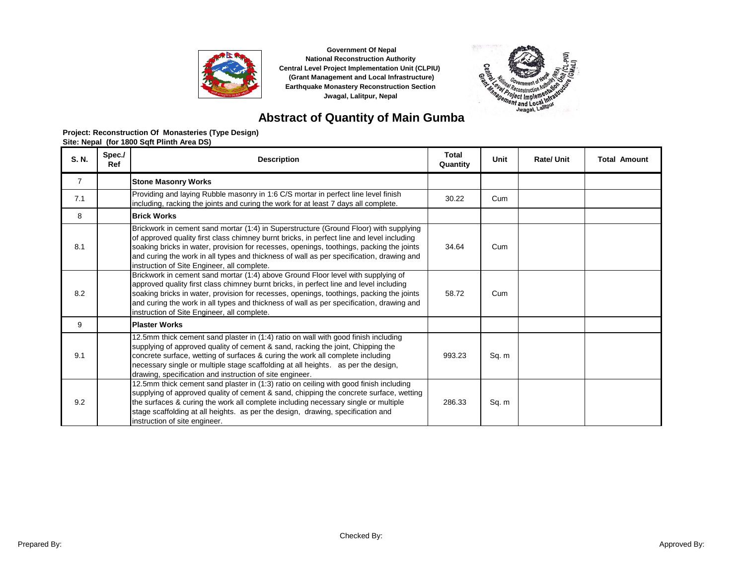Government Of Nepal
National Reconstruction Authority
Central Level Project Implementation Unit (CLPIU)
(Grant Management and Local Infrastructure)
Earthquake Monastery Reconstruction Section
Jwagal, Lalitpur, Nepal

# Abstract of Quantity of Main Gumba

**Project: Reconstruction Of Monasteries (Type Design)**
**Site: Nepal (for 1800 Sqft Plinth Area DS)**

| S. N. | Spec./ Ref | Description | Total Quantity | Unit | Rate/ Unit | Total Amount |
|---|---|---|---|---|---|---|
| 7 | | **Stone Masonry Works** | | | | |
| 7.1 | | Providing and laying Rubble masonry in 1:6 C/S mortar in perfect line level finish including, racking the joints and curing the work for at least 7 days all complete. | 30.22 | Cum | | |
| 8 | | **Brick Works** | | | | |
| 8.1 | | Brickwork in cement sand mortar (1:4) in Superstructure (Ground Floor) with supplying of approved quality first class chimney burnt bricks, in perfect line and level including soaking bricks in water, provision for recesses, openings, toothings, packing the joints and curing the work in all types and thickness of wall as per specification, drawing and instruction of Site Engineer, all complete. | 34.64 | Cum | | |
| 8.2 | | Brickwork in cement sand mortar (1:4) above Ground Floor level with supplying of approved quality first class chimney burnt bricks, in perfect line and level including soaking bricks in water, provision for recesses, openings, toothings, packing the joints and curing the work in all types and thickness of wall as per specification, drawing and instruction of Site Engineer, all complete. | 58.72 | Cum | | |
| 9 | | **Plaster Works** | | | | |
| 9.1 | | 12.5mm thick cement sand plaster in (1:4) ratio on wall with good finish including supplying of approved quality of cement & sand, racking the joint, Chipping the concrete surface, wetting of surfaces & curing the work all complete including necessary single or multiple stage scaffolding at all heights. as per the design, drawing, specification and instruction of site engineer. | 993.23 | Sq. m | | |
| 9.2 | | 12.5mm thick cement sand plaster in (1:3) ratio on ceiling with good finish including supplying of approved quality of cement & sand, chipping the concrete surface, wetting the surfaces & curing the work all complete including necessary single or multiple stage scaffolding at all heights. as per the design, drawing, specification and instruction of site engineer. | 286.33 | Sq. m | | |

Prepared By: Checked By: Approved By: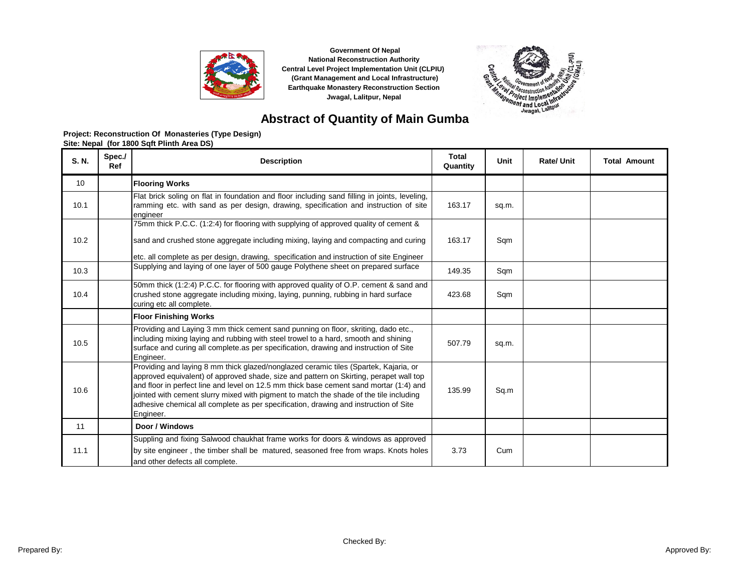Government Of Nepal
National Reconstruction Authority
Central Level Project Implementation Unit (CLPIU)
(Grant Management and Local Infrastructure)
Earthquake Monastery Reconstruction Section
Jwagal, Lalitpur, Nepal

# Abstract of Quantity of Main Gumba

**Project: Reconstruction Of Monasteries (Type Design)**
**Site: Nepal (for 1800 Sqft Plinth Area DS)**

| S. N. | Spec./ Ref | Description | Total Quantity | Unit | Rate/ Unit | Total Amount |
|---|---|---|---|---|---|---|
| 10 | | **Flooring Works** | | | | |
| 10.1 | | Flat brick soling on flat in foundation and floor including sand filling in joints, leveling, ramming etc. with sand as per design, drawing, specification and instruction of site engineer | 163.17 | sq.m. | | |
| 10.2 | | 75mm thick P.C.C. (1:2:4) for flooring with supplying of approved quality of cement & sand and crushed stone aggregate including mixing, laying and compacting and curing etc. all complete as per design, drawing, specification and instruction of site Engineer | 163.17 | Sqm | | |
| 10.3 | | Supplying and laying of one layer of 500 gauge Polythene sheet on prepared surface | 149.35 | Sqm | | |
| 10.4 | | 50mm thick (1:2:4) P.C.C. for flooring with approved quality of O.P. cement & sand and crushed stone aggregate including mixing, laying, punning, rubbing in hard surface curing etc all complete. | 423.68 | Sqm | | |
| | | **Floor Finishing Works** | | | | |
| 10.5 | | Providing and Laying 3 mm thick cement sand punning on floor, skriting, dado etc., including mixing laying and rubbing with steel trowel to a hard, smooth and shining surface and curing all complete.as per specification, drawing and instruction of Site Engineer. | 507.79 | sq.m. | | |
| 10.6 | | Providing and laying 8 mm thick glazed/nonglazed ceramic tiles (Spartek, Kajaria, or approved equivalent) of approved shade, size and pattern on Skirting, perapet wall top and floor in perfect line and level on 12.5 mm thick base cement sand mortar (1:4) and jointed with cement slurry mixed with pigment to match the shade of the tile including adhesive chemical all complete as per specification, drawing and instruction of Site Engineer. | 135.99 | Sq.m | | |
| 11 | | **Door / Windows** | | | | |
| 11.1 | | Suppling and fixing Salwood chaukhat frame works for doors & windows as approved by site engineer , the timber shall be matured, seasoned free from wraps. Knots holes and other defects all complete. | 3.73 | Cum | | |

Prepared By: Checked By: Approved By: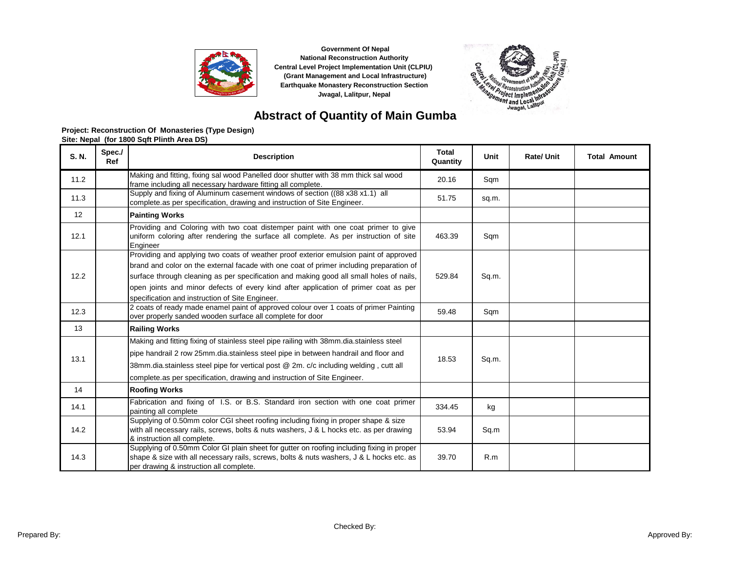Government Of Nepal
National Reconstruction Authority
Central Level Project Implementation Unit (CLPIU)
(Grant Management and Local Infrastructure)
Earthquake Monastery Reconstruction Section
Jwagal, Lalitpur, Nepal

# Abstract of Quantity of Main Gumba

**Project: Reconstruction Of Monasteries (Type Design)**
**Site: Nepal (for 1800 Sqft Plinth Area DS)**

| S. N. | Spec./ Ref | Description | Total Quantity | Unit | Rate/ Unit | Total Amount |
|---|---|---|---|---|---|---|
| 11.2 | | Making and fitting, fixing sal wood Panelled door shutter with 38 mm thick sal wood frame including all necessary hardware fitting all complete. | 20.16 | Sqm | | |
| 11.3 | | Supply and fixing of Aluminum casement windows of section ((88 x38 x1.1) all complete.as per specification, drawing and instruction of Site Engineer. | 51.75 | sq.m. | | |
| 12 | | **Painting Works** | | | | |
| 12.1 | | Providing and Coloring with two coat distemper paint with one coat primer to give uniform coloring after rendering the surface all complete. As per instruction of site Engineer | 463.39 | Sqm | | |
| 12.2 | | Providing and applying two coats of weather proof exterior emulsion paint of approved brand and color on the external facade with one coat of primer including preparation of surface through cleaning as per specification and making good all small holes of nails, open joints and minor defects of every kind after application of primer coat as per specification and instruction of Site Engineer. | 529.84 | Sq.m. | | |
| 12.3 | | 2 coats of ready made enamel paint of approved colour over 1 coats of primer Painting over properly sanded wooden surface all complete for door | 59.48 | Sqm | | |
| 13 | | **Railing Works** | | | | |
| 13.1 | | Making and fitting fixing of stainless steel pipe railing with 38mm.dia.stainless steel pipe handrail 2 row 25mm.dia.stainless steel pipe in between handrail and floor and 38mm.dia.stainless steel pipe for vertical post @ 2m. c/c including welding , cutt all complete.as per specification, drawing and instruction of Site Engineer. | 18.53 | Sq.m. | | |
| 14 | | **Roofing Works** | | | | |
| 14.1 | | Fabrication and fixing of I.S. or B.S. Standard iron section with one coat primer painting all complete | 334.45 | kg | | |
| 14.2 | | Supplying of 0.50mm color CGI sheet roofing including fixing in proper shape & size with all necessary rails, screws, bolts & nuts washers, J & L hocks etc. as per drawing & instruction all complete. | 53.94 | Sq.m | | |
| 14.3 | | Supplying of 0.50mm Color GI plain sheet for gutter on roofing including fixing in proper shape & size with all necessary rails, screws, bolts & nuts washers, J & L hocks etc. as per drawing & instruction all complete. | 39.70 | R.m | | |

Prepared By: Checked By: Approved By: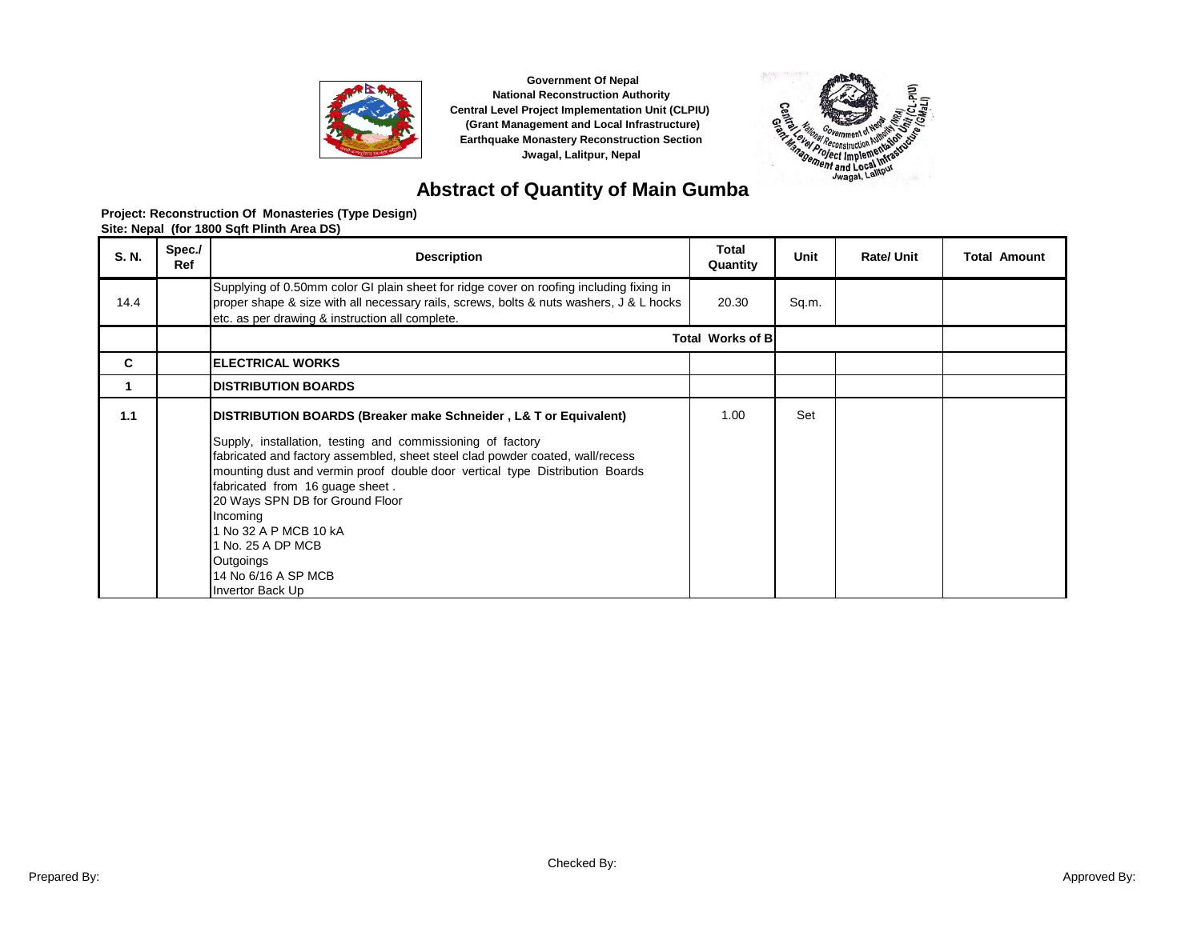Government Of Nepal
National Reconstruction Authority
Central Level Project Implementation Unit (CLPIU)
(Grant Management and Local Infrastructure)
Earthquake Monastery Reconstruction Section
Jwagal, Lalitpur, Nepal

# Abstract of Quantity of Main Gumba

**Project: Reconstruction Of Monasteries (Type Design)**
**Site: Nepal (for 1800 Sqft Plinth Area DS)**

| S. N. | Spec./ Ref | Description | Total Quantity | Unit | Rate/ Unit | Total Amount |
|---|---|---|---|---|---|---|
| 14.4 | | Supplying of 0.50mm color GI plain sheet for ridge cover on roofing including fixing in proper shape & size with all necessary rails, screws, bolts & nuts washers, J & L hocks etc. as per drawing & instruction all complete. | 20.30 | Sq.m. | | |
| | | **Total Works of B** | | | | |
| **C** | | **ELECTRICAL WORKS** | | | | |
| **1** | | **DISTRIBUTION BOARDS** | | | | |
| **1.1** | | **DISTRIBUTION BOARDS (Breaker make Schneider , L& T or Equivalent)** Supply, installation, testing and commissioning of factory fabricated and factory assembled, sheet steel clad powder coated, wall/recess mounting dust and vermin proof double door vertical type Distribution Boards fabricated from 16 guage sheet . 20 Ways SPN DB for Ground Floor Incoming 1 No 32 A P MCB 10 kA 1 No. 25 A DP MCB Outgoings 14 No 6/16 A SP MCB Invertor Back Up | 1.00 | Set | | |

Prepared By: Checked By: Approved By: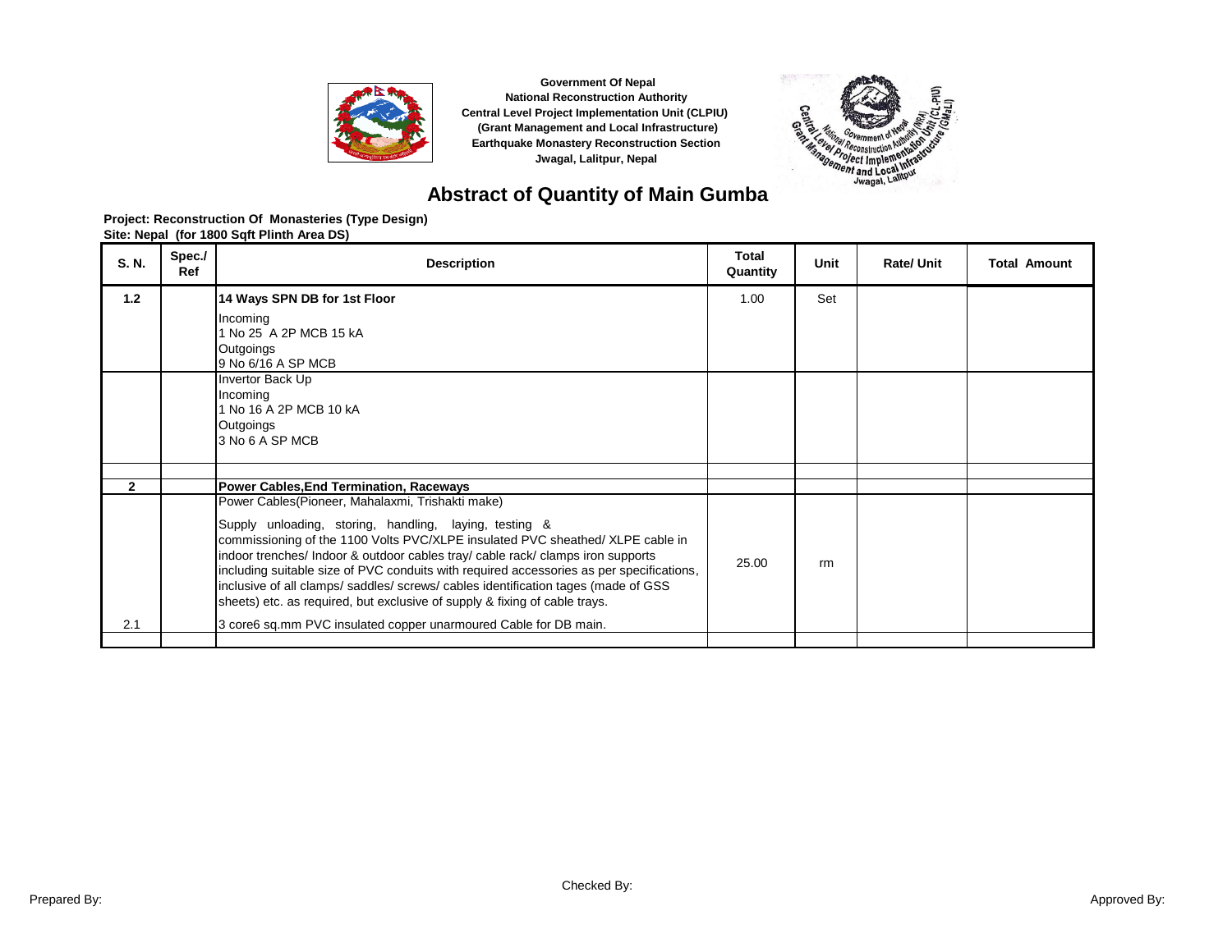Government Of Nepal
National Reconstruction Authority
Central Level Project Implementation Unit (CLPIU)
(Grant Management and Local Infrastructure)
Earthquake Monastery Reconstruction Section
Jwagal, Lalitpur, Nepal

# Abstract of Quantity of Main Gumba

**Project: Reconstruction Of Monasteries (Type Design)**
**Site: Nepal (for 1800 Sqft Plinth Area DS)**

| S. N. | Spec./ Ref | Description | Total Quantity | Unit | Rate/ Unit | Total Amount |
|---|---|---|---|---|---|---|
| 1.2 | | **14 Ways SPN DB for 1st Floor**<br>Incoming<br>1 No 25 A 2P MCB 15 kA<br>Outgoings<br>9 No 6/16 A SP MCB | 1.00 | Set | | |
| | | Invertor Back Up<br>Incoming<br>1 No 16 A 2P MCB 10 kA<br>Outgoings<br>3 No 6 A SP MCB | | | | |
| | | | | | | |
| 2 | | **Power Cables,End Termination, Raceways** | | | | |
| | | Power Cables(Pioneer, Mahalaxmi, Trishakti make) | | | | |
| 2.1 | | Supply unloading, storing, handling, laying, testing & commissioning of the 1100 Volts PVC/XLPE insulated PVC sheathed/ XLPE cable in indoor trenches/ Indoor & outdoor cables tray/ cable rack/ clamps iron supports including suitable size of PVC conduits with required accessories as per specifications, inclusive of all clamps/ saddles/ screws/ cables identification tages (made of GSS sheets) etc. as required, but exclusive of supply & fixing of cable trays.<br>3 core6 sq.mm PVC insulated copper unarmoured Cable for DB main. | 25.00 | rm | | |
| | | | | | | |

Prepared By: Checked By: Approved By: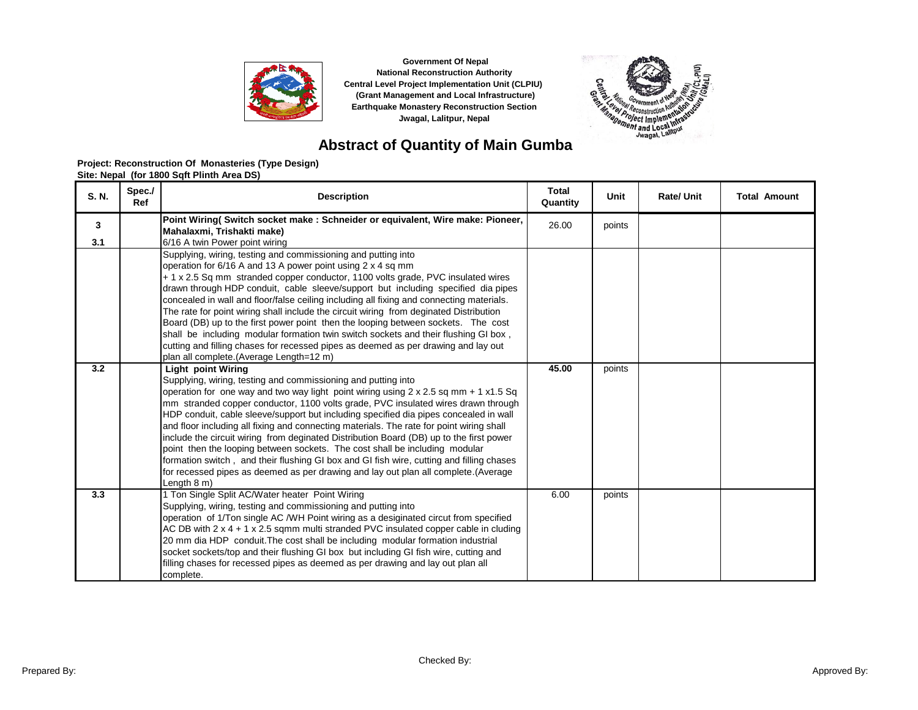Government Of Nepal
National Reconstruction Authority
Central Level Project Implementation Unit (CLPIU)
(Grant Management and Local Infrastructure)
Earthquake Monastery Reconstruction Section
Jwagal, Lalitpur, Nepal

# Abstract of Quantity of Main Gumba

**Project: Reconstruction Of Monasteries (Type Design)**
**Site: Nepal (for 1800 Sqft Plinth Area DS)**

| S. N. | Spec./ Ref | Description | Total Quantity | Unit | Rate/ Unit | Total Amount |
|---|---|---|---|---|---|---|
| **3** | | **Point Wiring( Switch socket make : Schneider or equivalent, Wire make: Pioneer, Mahalaxmi, Trishakti make)** | 26.00 | points | | |
| **3.1** | | 6/16 A twin Power point wiring | | | | |
| | | Supplying, wiring, testing and commissioning and putting into operation for 6/16 A and 13 A power point using 2 x 4 sq mm + 1 x 2.5 Sq mm stranded copper conductor, 1100 volts grade, PVC insulated wires drawn through HDP conduit, cable sleeve/support but including specified dia pipes concealed in wall and floor/false ceiling including all fixing and connecting materials. The rate for point wiring shall include the circuit wiring from deginated Distribution Board (DB) up to the first power point then the looping between sockets. The cost shall be including modular formation twin switch sockets and their flushing GI box , cutting and filling chases for recessed pipes as deemed as per drawing and lay out plan all complete.(Average Length=12 m) | | | | |
| **3.2** | | **Light point Wiring** Supplying, wiring, testing and commissioning and putting into operation for one way and two way light point wiring using 2 x 2.5 sq mm + 1 x1.5 Sq mm stranded copper conductor, 1100 volts grade, PVC insulated wires drawn through HDP conduit, cable sleeve/support but including specified dia pipes concealed in wall and floor including all fixing and connecting materials. The rate for point wiring shall include the circuit wiring from deginated Distribution Board (DB) up to the first power point then the looping between sockets. The cost shall be including modular formation switch , and their flushing GI box and GI fish wire, cutting and filling chases for recessed pipes as deemed as per drawing and lay out plan all complete.(Average Length 8 m) | **45.00** | points | | |
| **3.3** | | 1 Ton Single Split AC/Water heater Point Wiring Supplying, wiring, testing and commissioning and putting into operation of 1/Ton single AC /WH Point wiring as a desiginated circut from specified AC DB with 2 x 4 + 1 x 2.5 sqmm multi stranded PVC insulated copper cable in cluding 20 mm dia HDP conduit.The cost shall be including modular formation industrial socket sockets/top and their flushing GI box but including GI fish wire, cutting and filling chases for recessed pipes as deemed as per drawing and lay out plan all complete. | 6.00 | points | | |

Prepared By: Checked By: Approved By: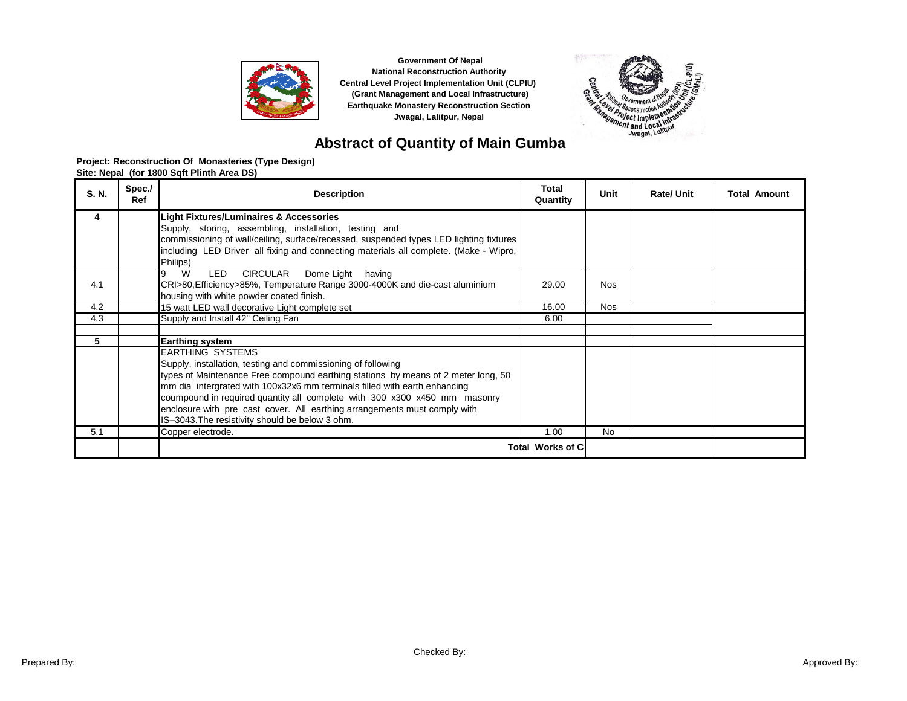Government Of Nepal
National Reconstruction Authority
Central Level Project Implementation Unit (CLPIU)
(Grant Management and Local Infrastructure)
Earthquake Monastery Reconstruction Section
Jwagal, Lalitpur, Nepal

# Abstract of Quantity of Main Gumba

**Project: Reconstruction Of Monasteries (Type Design)**
**Site: Nepal (for 1800 Sqft Plinth Area DS)**

| S. N. | Spec./ Ref | Description | Total Quantity | Unit | Rate/ Unit | Total Amount |
|---|---|---|---|---|---|---|
| 4 | | **Light Fixtures/Luminaires & Accessories** Supply, storing, assembling, installation, testing and commissioning of wall/ceiling, surface/recessed, suspended types LED lighting fixtures including LED Driver all fixing and connecting materials all complete. (Make - Wipro, Philips) | | | | |
| 4.1 | | 9 W LED CIRCULAR Dome Light having CRI>80,Efficiency>85%, Temperature Range 3000-4000K and die-cast aluminium housing with white powder coated finish. | 29.00 | Nos | | |
| 4.2 | | 15 watt LED wall decorative Light complete set | 16.00 | Nos | | |
| 4.3 | | Supply and Install 42" Ceiling Fan | 6.00 | | | |
| | | | | | | |
| 5 | | **Earthing system** | | | | |
| | | EARTHING SYSTEMS Supply, installation, testing and commissioning of following types of Maintenance Free compound earthing stations by means of 2 meter long, 50 mm dia intergrated with 100x32x6 mm terminals filled with earth enhancing coumpound in required quantity all complete with 300 x300 x450 mm masonry enclosure with pre cast cover. All earthing arrangements must comply with IS–3043.The resistivity should be below 3 ohm. | | | | |
| 5.1 | | Copper electrode. | 1.00 | No | | |
| | | **Total Works of C** | | | | |

Prepared By: Checked By: Approved By: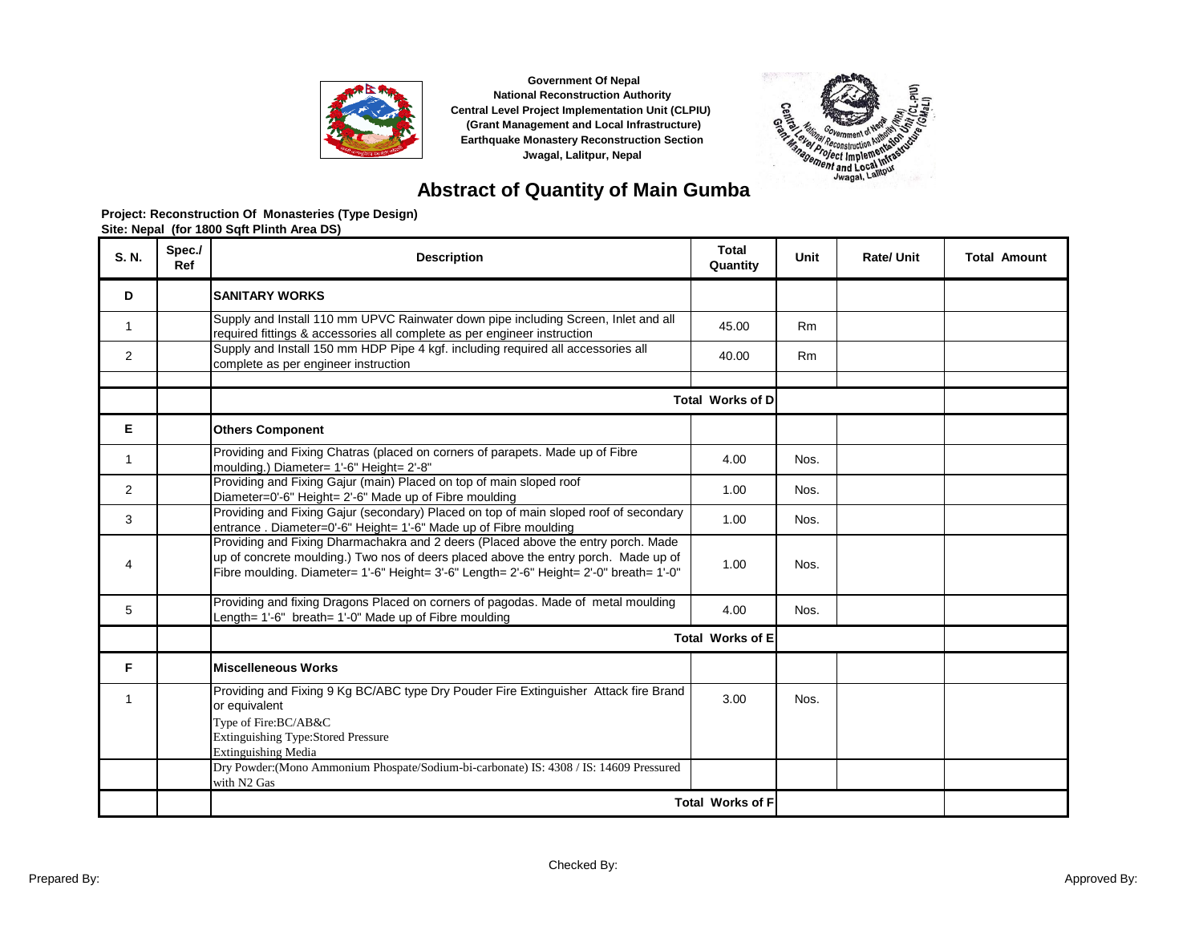Government Of Nepal
National Reconstruction Authority
Central Level Project Implementation Unit (CLPIU)
(Grant Management and Local Infrastructure)
Earthquake Monastery Reconstruction Section
Jwagal, Lalitpur, Nepal

# Abstract of Quantity of Main Gumba

**Project: Reconstruction Of Monasteries (Type Design)**
**Site: Nepal (for 1800 Sqft Plinth Area DS)**

| S. N. | Spec./ Ref | Description | Total Quantity | Unit | Rate/ Unit | Total Amount |
|---|---|---|---|---|---|---|
| **D** | | **SANITARY WORKS** | | | | |
| 1 | | Supply and Install 110 mm UPVC Rainwater down pipe including Screen, Inlet and all required fittings & accessories all complete as per engineer instruction | 45.00 | Rm | | |
| 2 | | Supply and Install 150 mm HDP Pipe 4 kgf. including required all accessories all complete as per engineer instruction | 40.00 | Rm | | |
| | | | | | | |
| | | **Total Works of D** | | | | |
| **E** | | **Others Component** | | | | |
| 1 | | Providing and Fixing Chatras (placed on corners of parapets. Made up of Fibre moulding.) Diameter= 1'-6" Height= 2'-8" | 4.00 | Nos. | | |
| 2 | | Providing and Fixing Gajur (main) Placed on top of main sloped roof Diameter=0'-6" Height= 2'-6" Made up of Fibre moulding | 1.00 | Nos. | | |
| 3 | | Providing and Fixing Gajur (secondary) Placed on top of main sloped roof of secondary entrance . Diameter=0'-6" Height= 1'-6" Made up of Fibre moulding | 1.00 | Nos. | | |
| 4 | | Providing and Fixing Dharmachakra and 2 deers (Placed above the entry porch. Made up of concrete moulding.) Two nos of deers placed above the entry porch. Made up of Fibre moulding. Diameter= 1'-6" Height= 3'-6" Length= 2'-6" Height= 2'-0" breath= 1'-0" | 1.00 | Nos. | | |
| 5 | | Providing and fixing Dragons Placed on corners of pagodas. Made of metal moulding Length= 1'-6" breath= 1'-0" Made up of Fibre moulding | 4.00 | Nos. | | |
| | | **Total Works of E** | | | | |
| **F** | | **Miscelleneous Works** | | | | |
| 1 | | Providing and Fixing 9 Kg BC/ABC type Dry Pouder Fire Extinguisher Attack fire Brand or equivalent<br>Type of Fire:BC/AB&C<br>Extinguishing Type:Stored Pressure<br>Extinguishing Media | 3.00 | Nos. | | |
| | | Dry Powder:(Mono Ammonium Phospate/Sodium-bi-carbonate) IS: 4308 / IS: 14609 Pressured with N2 Gas | | | | |
| | | **Total Works of F** | | | | |

Prepared By: Checked By: Approved By: